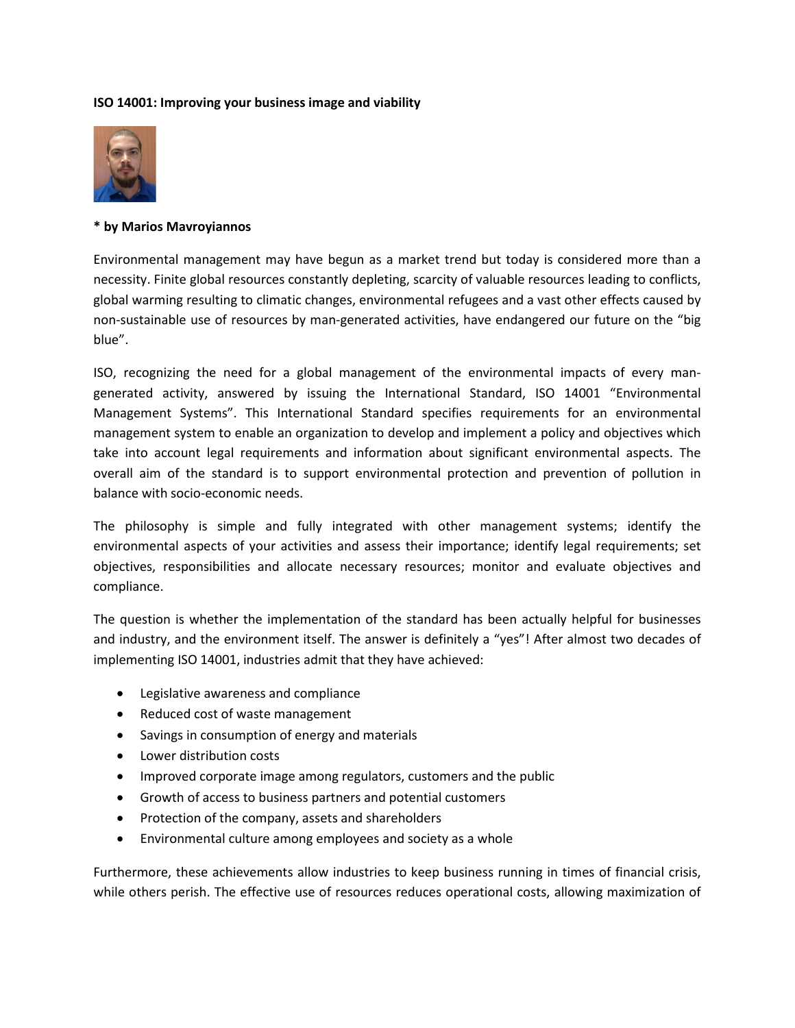**ISO 14001: Improving your business image and viability**

**\* by Marios Mavroyiannos**

Environmental management may have begun as a market trend but today is considered more than a necessity. Finite global resources constantly depleting, scarcity of valuable resources leading to conflicts, global warming resulting to climatic changes, environmental refugees and a vast other effects caused by non-sustainable use of resources by man-generated activities, have endangered our future on the "big blue".

ISO, recognizing the need for a global management of the environmental impacts of every man-generated activity, answered by issuing the International Standard, ISO 14001 "Environmental Management Systems". This International Standard specifies requirements for an environmental management system to enable an organization to develop and implement a policy and objectives which take into account legal requirements and information about significant environmental aspects. The overall aim of the standard is to support environmental protection and prevention of pollution in balance with socio-economic needs.

The philosophy is simple and fully integrated with other management systems; identify the environmental aspects of your activities and assess their importance; identify legal requirements; set objectives, responsibilities and allocate necessary resources; monitor and evaluate objectives and compliance.

The question is whether the implementation of the standard has been actually helpful for businesses and industry, and the environment itself. The answer is definitely a "yes"! After almost two decades of implementing ISO 14001, industries admit that they have achieved:

- Legislative awareness and compliance
- Reduced cost of waste management
- Savings in consumption of energy and materials
- Lower distribution costs
- Improved corporate image among regulators, customers and the public
- Growth of access to business partners and potential customers
- Protection of the company, assets and shareholders
- Environmental culture among employees and society as a whole

Furthermore, these achievements allow industries to keep business running in times of financial crisis, while others perish. The effective use of resources reduces operational costs, allowing maximization of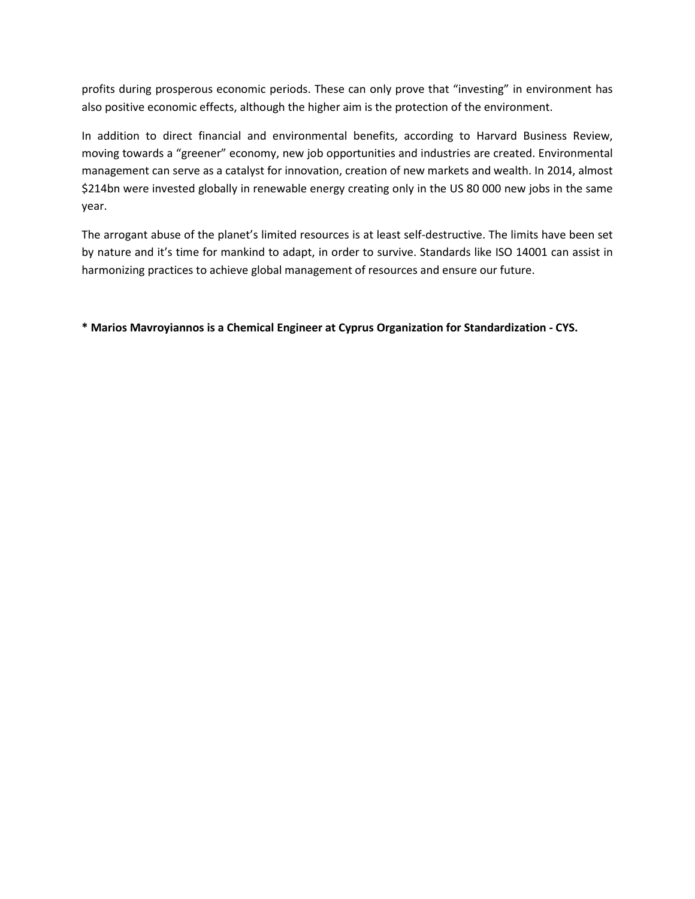profits during prosperous economic periods. These can only prove that "investing" in environment has also positive economic effects, although the higher aim is the protection of the environment.

In addition to direct financial and environmental benefits, according to Harvard Business Review, moving towards a "greener" economy, new job opportunities and industries are created. Environmental management can serve as a catalyst for innovation, creation of new markets and wealth. In 2014, almost $214bn were invested globally in renewable energy creating only in the US 80 000 new jobs in the same year.

The arrogant abuse of the planet's limited resources is at least self-destructive. The limits have been set by nature and it's time for mankind to adapt, in order to survive. Standards like ISO 14001 can assist in harmonizing practices to achieve global management of resources and ensure our future.

**\* Marios Mavroyiannos is a Chemical Engineer at Cyprus Organization for Standardization - CYS.**